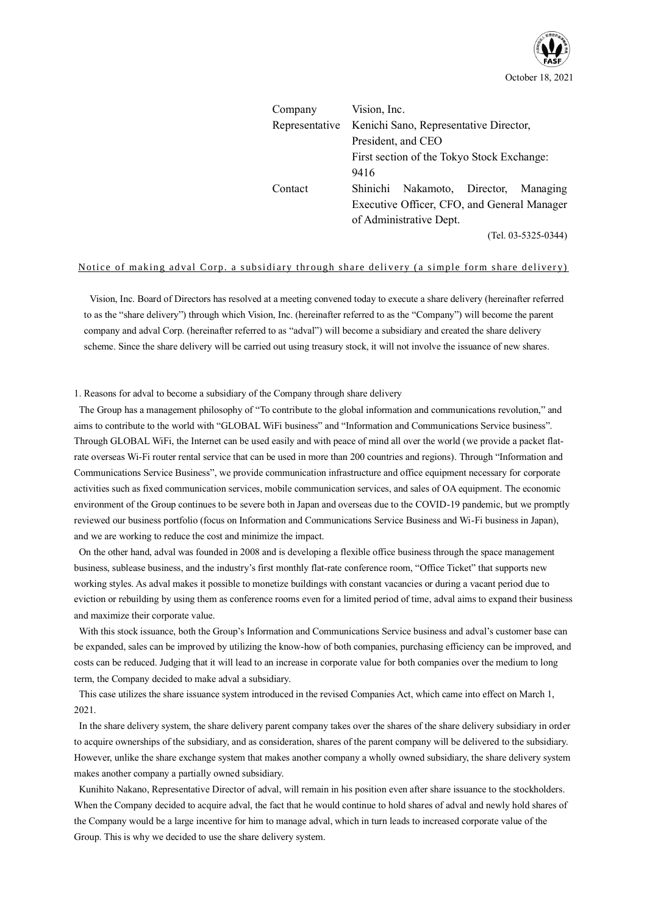October 18, 2021

| | |
|---|---|
| Company | Vision, Inc. |
| Representative | Kenichi Sano, Representative Director, President, and CEO |
| | First section of the Tokyo Stock Exchange: 9416 |
| Contact | Shinichi Nakamoto, Director, Managing Executive Officer, CFO, and General Manager of Administrative Dept. |
| | (Tel. 03-5325-0344) |

## Notice of making adval Corp. a subsidiary through share delivery (a simple form share delivery)

Vision, Inc. Board of Directors has resolved at a meeting convened today to execute a share delivery (hereinafter referred to as the "share delivery") through which Vision, Inc. (hereinafter referred to as the "Company") will become the parent company and adval Corp. (hereinafter referred to as "adval") will become a subsidiary and created the share delivery scheme. Since the share delivery will be carried out using treasury stock, it will not involve the issuance of new shares.

### 1. Reasons for adval to become a subsidiary of the Company through share delivery

The Group has a management philosophy of "To contribute to the global information and communications revolution," and aims to contribute to the world with "GLOBAL WiFi business" and "Information and Communications Service business". Through GLOBAL WiFi, the Internet can be used easily and with peace of mind all over the world (we provide a packet flat-rate overseas Wi-Fi router rental service that can be used in more than 200 countries and regions). Through "Information and Communications Service Business", we provide communication infrastructure and office equipment necessary for corporate activities such as fixed communication services, mobile communication services, and sales of OA equipment. The economic environment of the Group continues to be severe both in Japan and overseas due to the COVID-19 pandemic, but we promptly reviewed our business portfolio (focus on Information and Communications Service Business and Wi-Fi business in Japan), and we are working to reduce the cost and minimize the impact.

On the other hand, adval was founded in 2008 and is developing a flexible office business through the space management business, sublease business, and the industry's first monthly flat-rate conference room, "Office Ticket" that supports new working styles. As adval makes it possible to monetize buildings with constant vacancies or during a vacant period due to eviction or rebuilding by using them as conference rooms even for a limited period of time, adval aims to expand their business and maximize their corporate value.

With this stock issuance, both the Group's Information and Communications Service business and adval's customer base can be expanded, sales can be improved by utilizing the know-how of both companies, purchasing efficiency can be improved, and costs can be reduced. Judging that it will lead to an increase in corporate value for both companies over the medium to long term, the Company decided to make adval a subsidiary.

This case utilizes the share issuance system introduced in the revised Companies Act, which came into effect on March 1, 2021.

In the share delivery system, the share delivery parent company takes over the shares of the share delivery subsidiary in order to acquire ownerships of the subsidiary, and as consideration, shares of the parent company will be delivered to the subsidiary. However, unlike the share exchange system that makes another company a wholly owned subsidiary, the share delivery system makes another company a partially owned subsidiary.

Kunihito Nakano, Representative Director of adval, will remain in his position even after share issuance to the stockholders. When the Company decided to acquire adval, the fact that he would continue to hold shares of adval and newly hold shares of the Company would be a large incentive for him to manage adval, which in turn leads to increased corporate value of the Group. This is why we decided to use the share delivery system.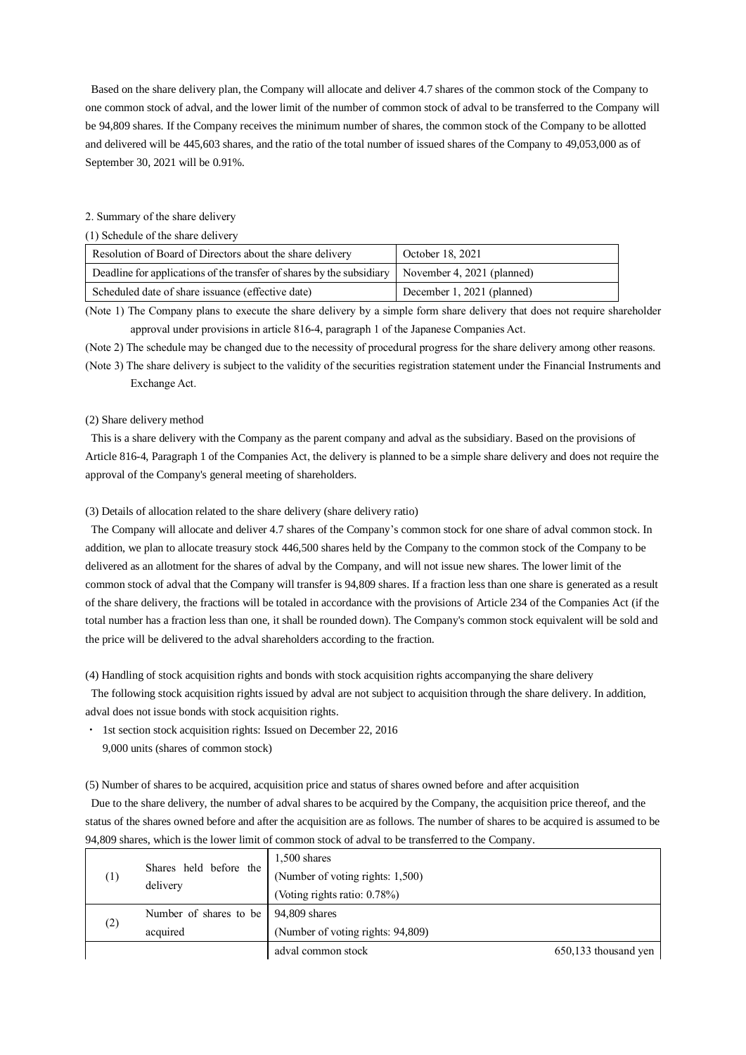Based on the share delivery plan, the Company will allocate and deliver 4.7 shares of the common stock of the Company to one common stock of adval, and the lower limit of the number of common stock of adval to be transferred to the Company will be 94,809 shares. If the Company receives the minimum number of shares, the common stock of the Company to be allotted and delivered will be 445,603 shares, and the ratio of the total number of issued shares of the Company to 49,053,000 as of September 30, 2021 will be 0.91%.

2. Summary of the share delivery

(1) Schedule of the share delivery

| Resolution of Board of Directors about the share delivery | October 18, 2021 |
|---|---|
| Deadline for applications of the transfer of shares by the subsidiary | November 4, 2021 (planned) |
| Scheduled date of share issuance (effective date) | December 1, 2021 (planned) |

(Note 1) The Company plans to execute the share delivery by a simple form share delivery that does not require shareholder approval under provisions in article 816-4, paragraph 1 of the Japanese Companies Act.

(Note 2) The schedule may be changed due to the necessity of procedural progress for the share delivery among other reasons.

(Note 3) The share delivery is subject to the validity of the securities registration statement under the Financial Instruments and Exchange Act.

(2) Share delivery method

This is a share delivery with the Company as the parent company and adval as the subsidiary. Based on the provisions of Article 816-4, Paragraph 1 of the Companies Act, the delivery is planned to be a simple share delivery and does not require the approval of the Company's general meeting of shareholders.

(3) Details of allocation related to the share delivery (share delivery ratio)

The Company will allocate and deliver 4.7 shares of the Company's common stock for one share of adval common stock. In addition, we plan to allocate treasury stock 446,500 shares held by the Company to the common stock of the Company to be delivered as an allotment for the shares of adval by the Company, and will not issue new shares. The lower limit of the common stock of adval that the Company will transfer is 94,809 shares. If a fraction less than one share is generated as a result of the share delivery, the fractions will be totaled in accordance with the provisions of Article 234 of the Companies Act (if the total number has a fraction less than one, it shall be rounded down). The Company's common stock equivalent will be sold and the price will be delivered to the adval shareholders according to the fraction.

(4) Handling of stock acquisition rights and bonds with stock acquisition rights accompanying the share delivery

The following stock acquisition rights issued by adval are not subject to acquisition through the share delivery. In addition, adval does not issue bonds with stock acquisition rights.

・ 1st section stock acquisition rights: Issued on December 22, 2016
  9,000 units (shares of common stock)

(5) Number of shares to be acquired, acquisition price and status of shares owned before and after acquisition

Due to the share delivery, the number of adval shares to be acquired by the Company, the acquisition price thereof, and the status of the shares owned before and after the acquisition are as follows. The number of shares to be acquired is assumed to be 94,809 shares, which is the lower limit of common stock of adval to be transferred to the Company.

| | | | |
|---|---|---|---|
| (1) | Shares held before the delivery | 1,500 shares<br>(Number of voting rights: 1,500)<br>(Voting rights ratio: 0.78%) | |
| (2) | Number of shares to be acquired | 94,809 shares<br>(Number of voting rights: 94,809) | |
| | | adval common stock | 650,133 thousand yen |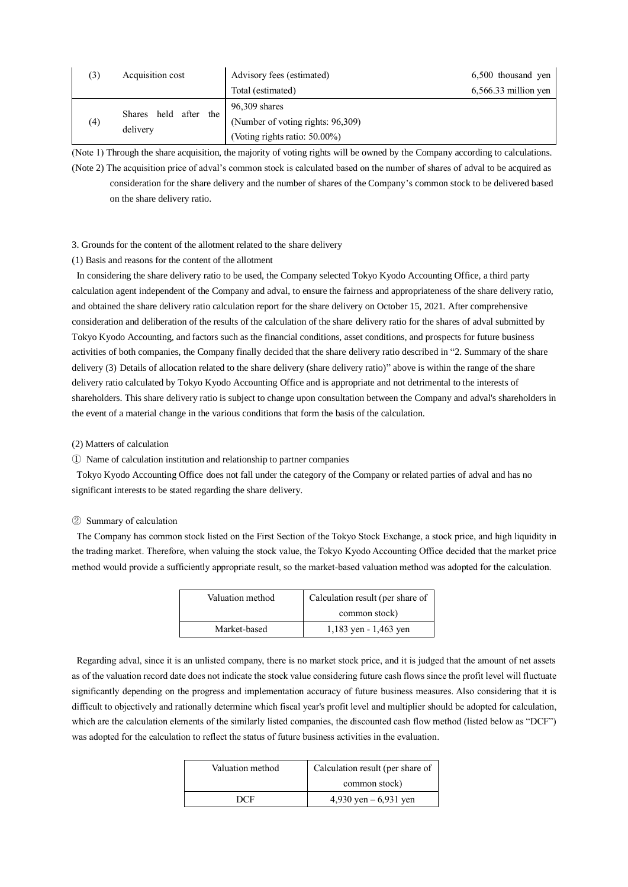| (3) | Acquisition cost | Advisory fees (estimated) | 6,500 thousand yen |
|---|---|---|---|
| | | Total (estimated) | 6,566.33 million yen |
| (4) | Shares held after the delivery | 96,309 shares<br>(Number of voting rights: 96,309)<br>(Voting rights ratio: 50.00%) | |

(Note 1) Through the share acquisition, the majority of voting rights will be owned by the Company according to calculations.

(Note 2) The acquisition price of adval's common stock is calculated based on the number of shares of adval to be acquired as consideration for the share delivery and the number of shares of the Company's common stock to be delivered based on the share delivery ratio.

3. Grounds for the content of the allotment related to the share delivery

(1) Basis and reasons for the content of the allotment

In considering the share delivery ratio to be used, the Company selected Tokyo Kyodo Accounting Office, a third party calculation agent independent of the Company and adval, to ensure the fairness and appropriateness of the share delivery ratio, and obtained the share delivery ratio calculation report for the share delivery on October 15, 2021. After comprehensive consideration and deliberation of the results of the calculation of the share delivery ratio for the shares of adval submitted by Tokyo Kyodo Accounting, and factors such as the financial conditions, asset conditions, and prospects for future business activities of both companies, the Company finally decided that the share delivery ratio described in "2. Summary of the share delivery (3) Details of allocation related to the share delivery (share delivery ratio)" above is within the range of the share delivery ratio calculated by Tokyo Kyodo Accounting Office and is appropriate and not detrimental to the interests of shareholders. This share delivery ratio is subject to change upon consultation between the Company and adval's shareholders in the event of a material change in the various conditions that form the basis of the calculation.

(2) Matters of calculation

① Name of calculation institution and relationship to partner companies

Tokyo Kyodo Accounting Office does not fall under the category of the Company or related parties of adval and has no significant interests to be stated regarding the share delivery.

② Summary of calculation

The Company has common stock listed on the First Section of the Tokyo Stock Exchange, a stock price, and high liquidity in the trading market. Therefore, when valuing the stock value, the Tokyo Kyodo Accounting Office decided that the market price method would provide a sufficiently appropriate result, so the market-based valuation method was adopted for the calculation.

| Valuation method | Calculation result (per share of common stock) |
|---|---|
| Market-based | 1,183 yen - 1,463 yen |

Regarding adval, since it is an unlisted company, there is no market stock price, and it is judged that the amount of net assets as of the valuation record date does not indicate the stock value considering future cash flows since the profit level will fluctuate significantly depending on the progress and implementation accuracy of future business measures. Also considering that it is difficult to objectively and rationally determine which fiscal year's profit level and multiplier should be adopted for calculation, which are the calculation elements of the similarly listed companies, the discounted cash flow method (listed below as "DCF") was adopted for the calculation to reflect the status of future business activities in the evaluation.

| Valuation method | Calculation result (per share of common stock) |
|---|---|
| DCF | 4,930 yen – 6,931 yen |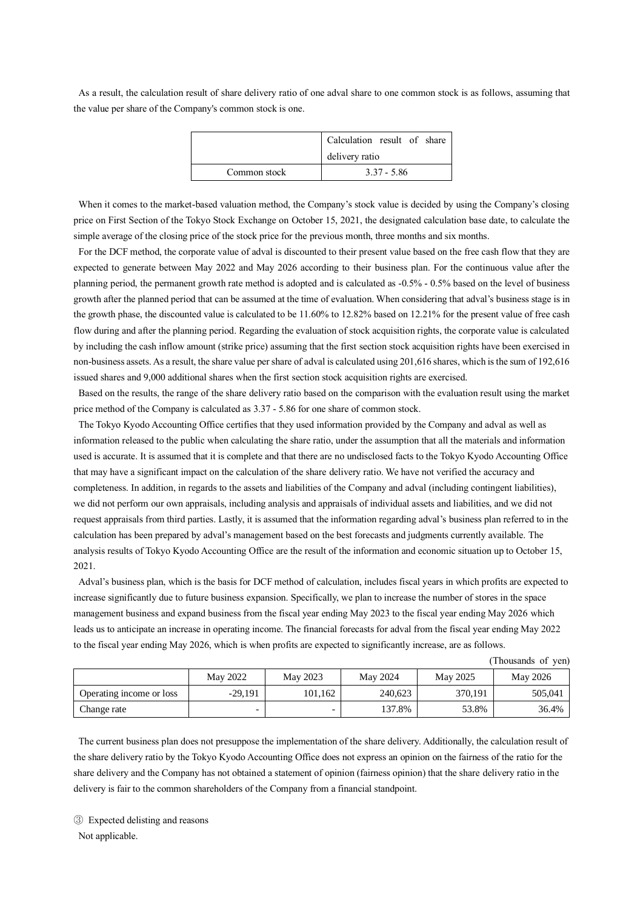As a result, the calculation result of share delivery ratio of one adval share to one common stock is as follows, assuming that the value per share of the Company's common stock is one.

| | Calculation result of share delivery ratio |
|---|---|
| Common stock | 3.37 - 5.86 |

When it comes to the market-based valuation method, the Company's stock value is decided by using the Company's closing price on First Section of the Tokyo Stock Exchange on October 15, 2021, the designated calculation base date, to calculate the simple average of the closing price of the stock price for the previous month, three months and six months.

For the DCF method, the corporate value of adval is discounted to their present value based on the free cash flow that they are expected to generate between May 2022 and May 2026 according to their business plan. For the continuous value after the planning period, the permanent growth rate method is adopted and is calculated as -0.5% - 0.5% based on the level of business growth after the planned period that can be assumed at the time of evaluation. When considering that adval's business stage is in the growth phase, the discounted value is calculated to be 11.60% to 12.82% based on 12.21% for the present value of free cash flow during and after the planning period. Regarding the evaluation of stock acquisition rights, the corporate value is calculated by including the cash inflow amount (strike price) assuming that the first section stock acquisition rights have been exercised in non-business assets. As a result, the share value per share of adval is calculated using 201,616 shares, which is the sum of 192,616 issued shares and 9,000 additional shares when the first section stock acquisition rights are exercised.

Based on the results, the range of the share delivery ratio based on the comparison with the evaluation result using the market price method of the Company is calculated as 3.37 - 5.86 for one share of common stock.

The Tokyo Kyodo Accounting Office certifies that they used information provided by the Company and adval as well as information released to the public when calculating the share ratio, under the assumption that all the materials and information used is accurate. It is assumed that it is complete and that there are no undisclosed facts to the Tokyo Kyodo Accounting Office that may have a significant impact on the calculation of the share delivery ratio. We have not verified the accuracy and completeness. In addition, in regards to the assets and liabilities of the Company and adval (including contingent liabilities), we did not perform our own appraisals, including analysis and appraisals of individual assets and liabilities, and we did not request appraisals from third parties. Lastly, it is assumed that the information regarding adval's business plan referred to in the calculation has been prepared by adval's management based on the best forecasts and judgments currently available. The analysis results of Tokyo Kyodo Accounting Office are the result of the information and economic situation up to October 15, 2021.

Adval's business plan, which is the basis for DCF method of calculation, includes fiscal years in which profits are expected to increase significantly due to future business expansion. Specifically, we plan to increase the number of stores in the space management business and expand business from the fiscal year ending May 2023 to the fiscal year ending May 2026 which leads us to anticipate an increase in operating income. The financial forecasts for adval from the fiscal year ending May 2022 to the fiscal year ending May 2026, which is when profits are expected to significantly increase, are as follows.

(Thousands of yen)

| | May 2022 | May 2023 | May 2024 | May 2025 | May 2026 |
|---|---|---|---|---|---|
| Operating income or loss | -29,191 | 101,162 | 240,623 | 370,191 | 505,041 |
| Change rate | - | - | 137.8% | 53.8% | 36.4% |

The current business plan does not presuppose the implementation of the share delivery. Additionally, the calculation result of the share delivery ratio by the Tokyo Kyodo Accounting Office does not express an opinion on the fairness of the ratio for the share delivery and the Company has not obtained a statement of opinion (fairness opinion) that the share delivery ratio in the delivery is fair to the common shareholders of the Company from a financial standpoint.

③ Expected delisting and reasons

Not applicable.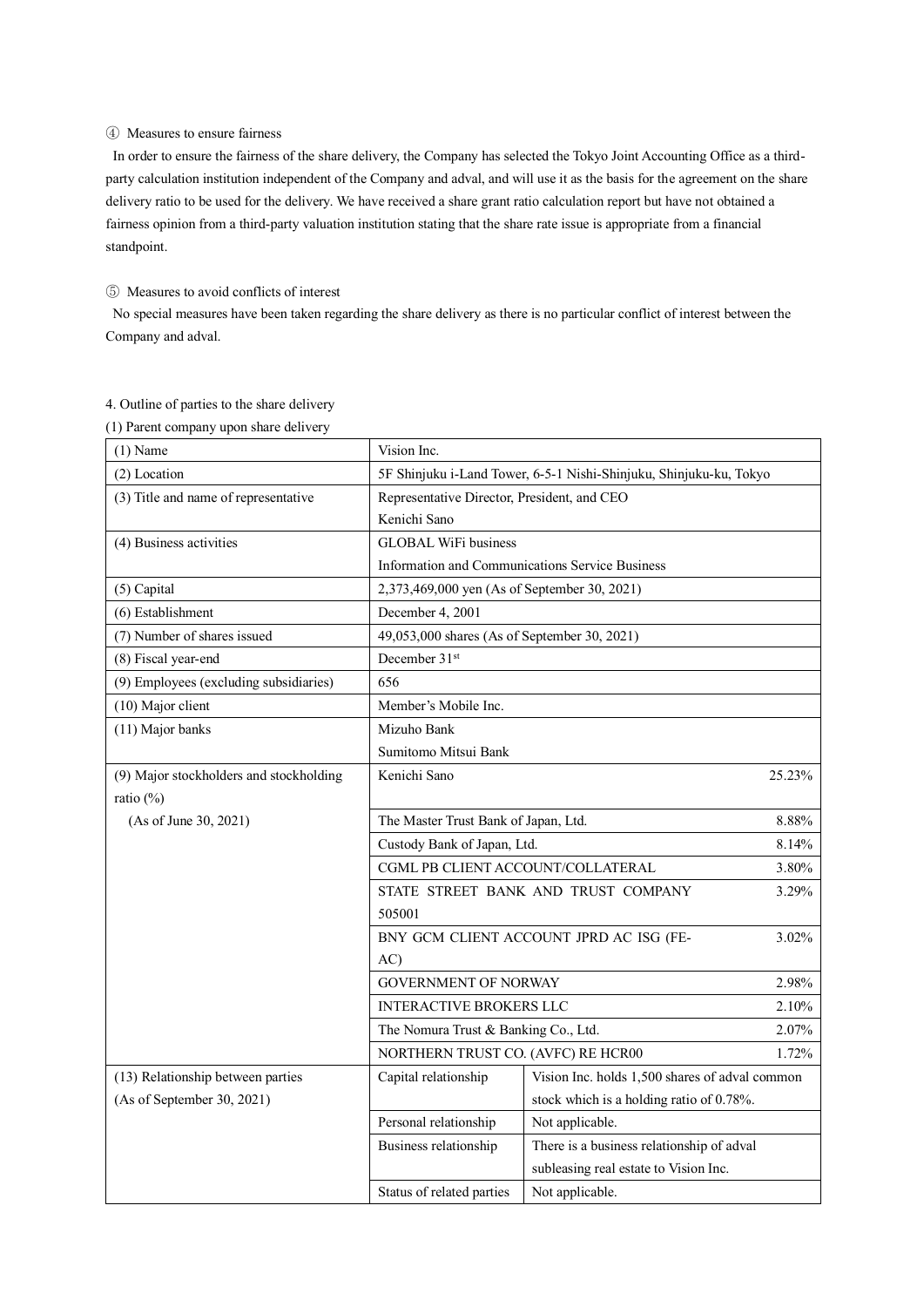④ Measures to ensure fairness

In order to ensure the fairness of the share delivery, the Company has selected the Tokyo Joint Accounting Office as a third-party calculation institution independent of the Company and adval, and will use it as the basis for the agreement on the share delivery ratio to be used for the delivery. We have received a share grant ratio calculation report but have not obtained a fairness opinion from a third-party valuation institution stating that the share rate issue is appropriate from a financial standpoint.

⑤ Measures to avoid conflicts of interest

No special measures have been taken regarding the share delivery as there is no particular conflict of interest between the Company and adval.

4. Outline of parties to the share delivery

(1) Parent company upon share delivery

| (1) Name | Vision Inc. | |
|---|---|---|
| (2) Location | 5F Shinjuku i-Land Tower, 6-5-1 Nishi-Shinjuku, Shinjuku-ku, Tokyo | |
| (3) Title and name of representative | Representative Director, President, and CEO<br>Kenichi Sano | |
| (4) Business activities | GLOBAL WiFi business<br>Information and Communications Service Business | |
| (5) Capital | 2,373,469,000 yen (As of September 30, 2021) | |
| (6) Establishment | December 4, 2001 | |
| (7) Number of shares issued | 49,053,000 shares (As of September 30, 2021) | |
| (8) Fiscal year-end | December 31st | |
| (9) Employees (excluding subsidiaries) | 656 | |
| (10) Major client | Member's Mobile Inc. | |
| (11) Major banks | Mizuho Bank<br>Sumitomo Mitsui Bank | |
| (9) Major stockholders and stockholding ratio (%)<br>(As of June 30, 2021) | Kenichi Sano | 25.23% |
| | The Master Trust Bank of Japan, Ltd. | 8.88% |
| | Custody Bank of Japan, Ltd. | 8.14% |
| | CGML PB CLIENT ACCOUNT/COLLATERAL | 3.80% |
| | STATE STREET BANK AND TRUST COMPANY 505001 | 3.29% |
| | BNY GCM CLIENT ACCOUNT JPRD AC ISG (FE-AC) | 3.02% |
| | GOVERNMENT OF NORWAY | 2.98% |
| | INTERACTIVE BROKERS LLC | 2.10% |
| | The Nomura Trust & Banking Co., Ltd. | 2.07% |
| | NORTHERN TRUST CO. (AVFC) RE HCR00 | 1.72% |
| (13) Relationship between parties<br>(As of September 30, 2021) | Capital relationship | Vision Inc. holds 1,500 shares of adval common stock which is a holding ratio of 0.78%. |
| | Personal relationship | Not applicable. |
| | Business relationship | There is a business relationship of adval subleasing real estate to Vision Inc. |
| | Status of related parties | Not applicable. |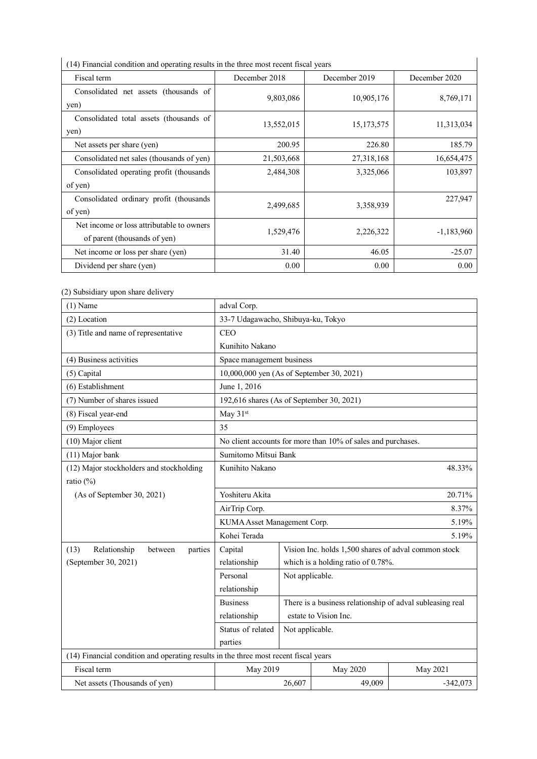| (14) Financial condition and operating results in the three most recent fiscal years | | | |
|---|---|---|---|
| Fiscal term | December 2018 | December 2019 | December 2020 |
| Consolidated net assets (thousands of yen) | 9,803,086 | 10,905,176 | 8,769,171 |
| Consolidated total assets (thousands of yen) | 13,552,015 | 15,173,575 | 11,313,034 |
| Net assets per share (yen) | 200.95 | 226.80 | 185.79 |
| Consolidated net sales (thousands of yen) | 21,503,668 | 27,318,168 | 16,654,475 |
| Consolidated operating profit (thousands of yen) | 2,484,308 | 3,325,066 | 103,897 |
| Consolidated ordinary profit (thousands of yen) | 2,499,685 | 3,358,939 | 227,947 |
| Net income or loss attributable to owners of parent (thousands of yen) | 1,529,476 | 2,226,322 | -1,183,960 |
| Net income or loss per share (yen) | 31.40 | 46.05 | -25.07 |
| Dividend per share (yen) | 0.00 | 0.00 | 0.00 |

(2) Subsidiary upon share delivery

| (1) Name | adval Corp. | |
|---|---|---|
| (2) Location | 33-7 Udagawacho, Shibuya-ku, Tokyo | |
| (3) Title and name of representative | CEO<br>Kunihito Nakano | |
| (4) Business activities | Space management business | |
| (5) Capital | 10,000,000 yen (As of September 30, 2021) | |
| (6) Establishment | June 1, 2016 | |
| (7) Number of shares issued | 192,616 shares (As of September 30, 2021) | |
| (8) Fiscal year-end | May 31st | |
| (9) Employees | 35 | |
| (10) Major client | No client accounts for more than 10% of sales and purchases. | |
| (11) Major bank | Sumitomo Mitsui Bank | |
| (12) Major stockholders and stockholding ratio (%) (As of September 30, 2021) | Kunihito Nakano | 48.33% |
| | Yoshiteru Akita | 20.71% |
| | AirTrip Corp. | 8.37% |
| | KUMA Asset Management Corp. | 5.19% |
| | Kohei Terada | 5.19% |
| (13) Relationship between parties (September 30, 2021) | Capital relationship | Vision Inc. holds 1,500 shares of adval common stock which is a holding ratio of 0.78%. |
| | Personal relationship | Not applicable. |
| | Business relationship | There is a business relationship of adval subleasing real estate to Vision Inc. |
| | Status of related parties | Not applicable. |

| (14) Financial condition and operating results in the three most recent fiscal years | | | |
|---|---|---|---|
| Fiscal term | May 2019 | May 2020 | May 2021 |
| Net assets (Thousands of yen) | 26,607 | 49,009 | -342,073 |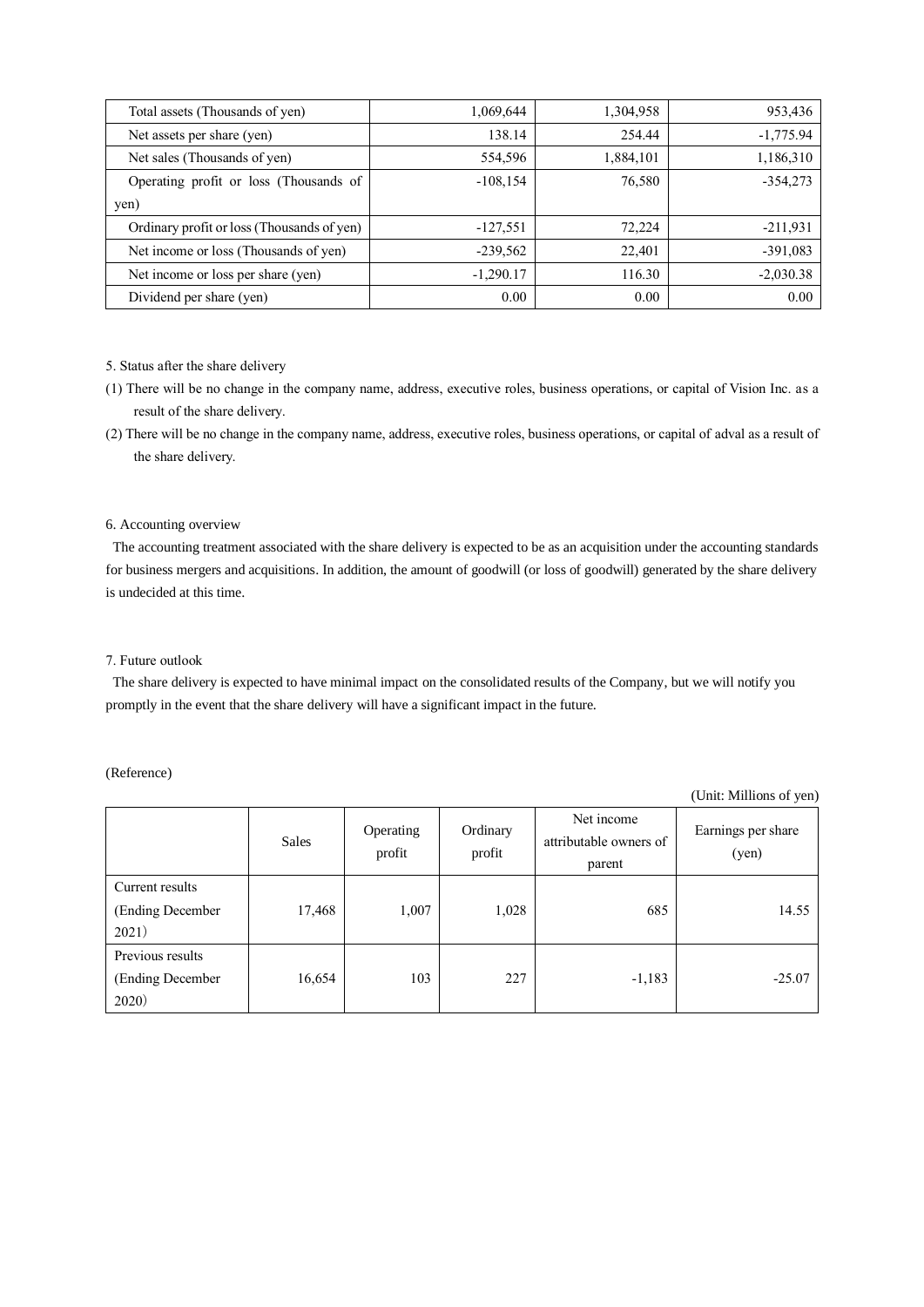| | | | |
|---|---|---|---|
| Total assets (Thousands of yen) | 1,069,644 | 1,304,958 | 953,436 |
| Net assets per share (yen) | 138.14 | 254.44 | -1,775.94 |
| Net sales (Thousands of yen) | 554,596 | 1,884,101 | 1,186,310 |
| Operating profit or loss (Thousands of yen) | -108,154 | 76,580 | -354,273 |
| Ordinary profit or loss (Thousands of yen) | -127,551 | 72,224 | -211,931 |
| Net income or loss (Thousands of yen) | -239,562 | 22,401 | -391,083 |
| Net income or loss per share (yen) | -1,290.17 | 116.30 | -2,030.38 |
| Dividend per share (yen) | 0.00 | 0.00 | 0.00 |

5. Status after the share delivery

(1) There will be no change in the company name, address, executive roles, business operations, or capital of Vision Inc. as a result of the share delivery.

(2) There will be no change in the company name, address, executive roles, business operations, or capital of adval as a result of the share delivery.

6. Accounting overview

The accounting treatment associated with the share delivery is expected to be as an acquisition under the accounting standards for business mergers and acquisitions. In addition, the amount of goodwill (or loss of goodwill) generated by the share delivery is undecided at this time.

7. Future outlook

The share delivery is expected to have minimal impact on the consolidated results of the Company, but we will notify you promptly in the event that the share delivery will have a significant impact in the future.

(Reference)

(Unit: Millions of yen)

| | Sales | Operating profit | Ordinary profit | Net income attributable owners of parent | Earnings per share (yen) |
|---|---|---|---|---|---|
| Current results (Ending December 2021) | 17,468 | 1,007 | 1,028 | 685 | 14.55 |
| Previous results (Ending December 2020) | 16,654 | 103 | 227 | -1,183 | -25.07 |